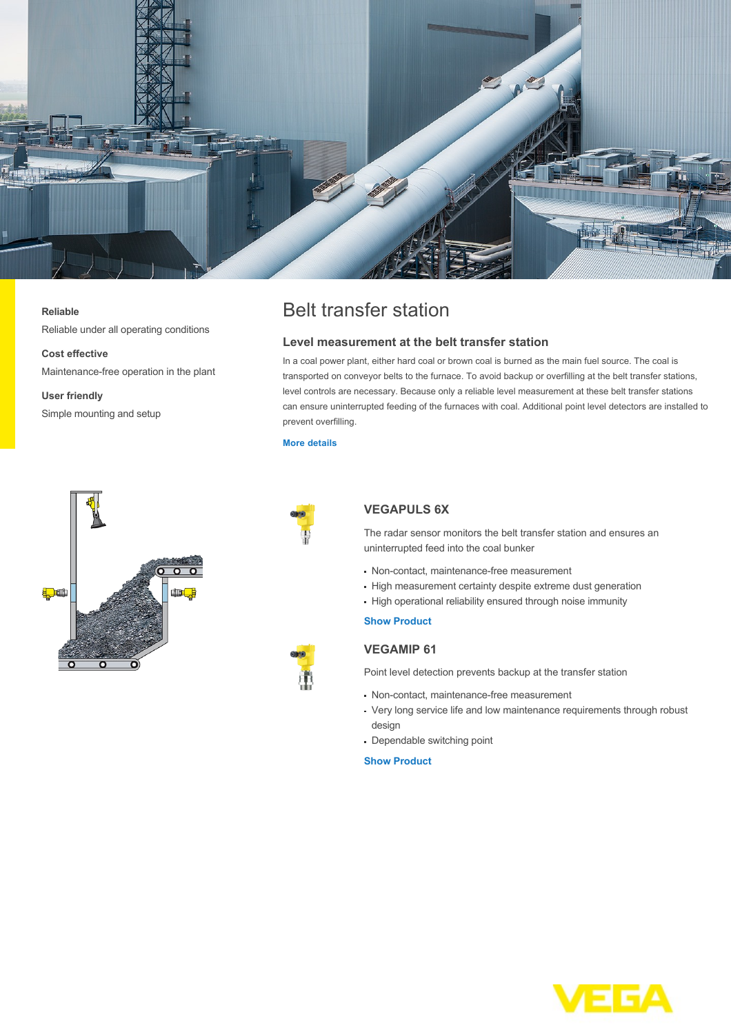**Reliable**

Reliable under all operating conditions

**Cost effective**

Maintenance-free operation in the plant

**User friendly**

Simple mounting and setup

# Belt transfer station

## Level measurement at the belt transfer station

In a coal power plant, either hard coal or brown coal is burned as the main fuel source. The coal is transported on conveyor belts to the furnace. To avoid backup or overfilling at the belt transfer stations, level controls are necessary. Because only a reliable level measurement at these belt transfer stations can ensure uninterrupted feeding of the furnaces with coal. Additional point level detectors are installed to prevent overfilling.

More details

### VEGAPULS 6X

The radar sensor monitors the belt transfer station and ensures an uninterrupted feed into the coal bunker

- Non-contact, maintenance-free measurement
- High measurement certainty despite extreme dust generation
- High operational reliability ensured through noise immunity

Show Product

### VEGAMIP 61

Point level detection prevents backup at the transfer station

- Non-contact, maintenance-free measurement
- Very long service life and low maintenance requirements through robust design
- Dependable switching point

Show Product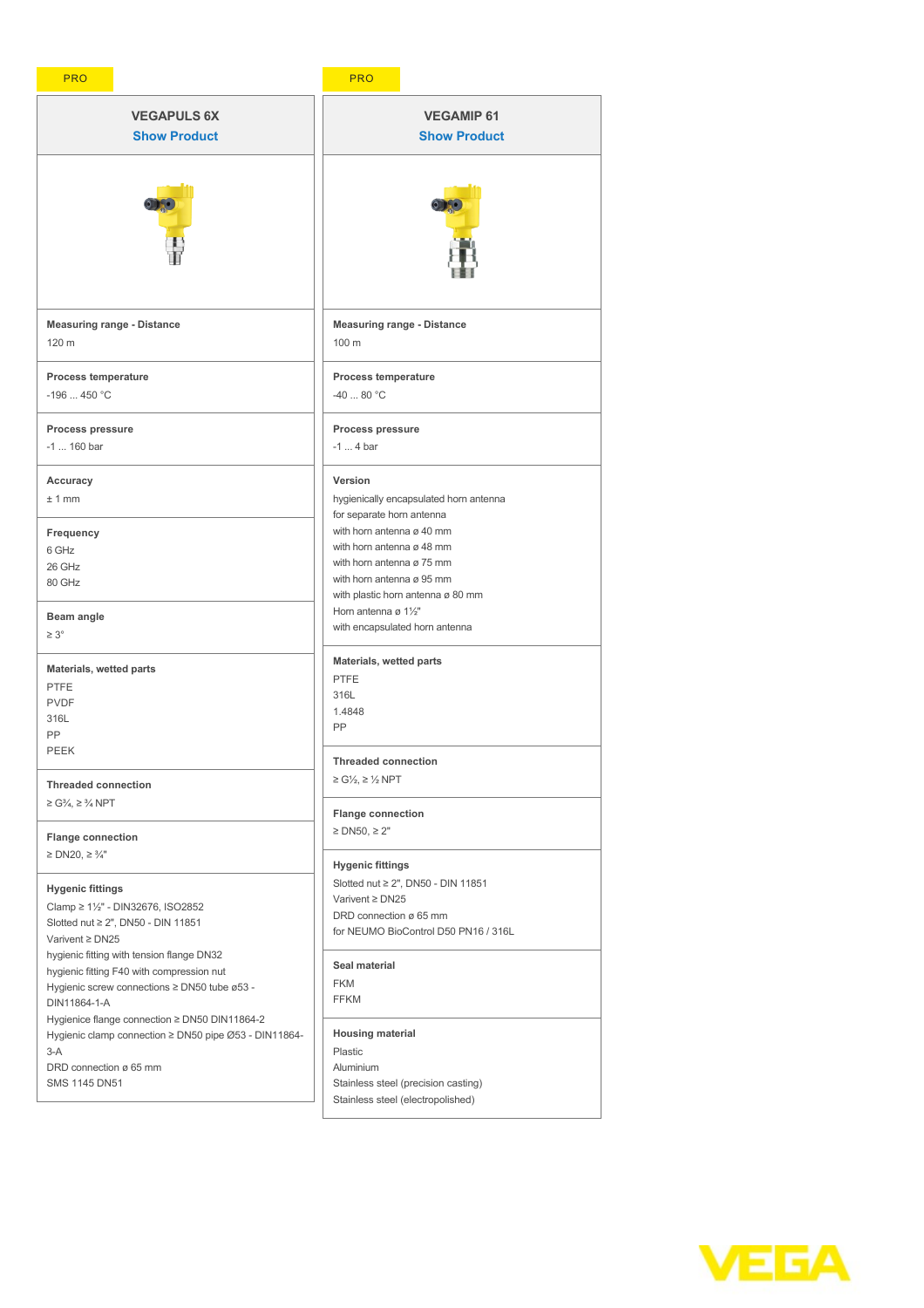PRO

## VEGAPULS 6X

Show Product

**Measuring range - Distance**
120 m

**Process temperature**
-196 ... 450 °C

**Process pressure**
-1 ... 160 bar

**Accuracy**
± 1 mm

**Frequency**
6 GHz
26 GHz
80 GHz

**Beam angle**
≥ 3°

**Materials, wetted parts**
PTFE
PVDF
316L
PP
PEEK

**Threaded connection**
≥ G¾, ≥ ¾ NPT

**Flange connection**
≥ DN20, ≥ ¾"

**Hygenic fittings**
Clamp ≥ 1½" - DIN32676, ISO2852
Slotted nut ≥ 2", DN50 - DIN 11851
Varivent ≥ DN25
hygienic fitting with tension flange DN32
hygienic fitting F40 with compression nut
Hygienic screw connections ≥ DN50 tube ø53 - DIN11864-1-A
Hygienice flange connection ≥ DN50 DIN11864-2
Hygienic clamp connection ≥ DN50 pipe Ø53 - DIN11864-3-A
DRD connection ø 65 mm
SMS 1145 DN51

PRO

## VEGAMIP 61

Show Product

**Measuring range - Distance**
100 m

**Process temperature**
-40 ... 80 °C

**Process pressure**
-1 ... 4 bar

**Version**
hygienically encapsulated horn antenna
for separate horn antenna
with horn antenna ø 40 mm
with horn antenna ø 48 mm
with horn antenna ø 75 mm
with horn antenna ø 95 mm
with plastic horn antenna ø 80 mm
Horn antenna ø 1½"
with encapsulated horn antenna

**Materials, wetted parts**
PTFE
316L
1.4848
PP

**Threaded connection**
≥ G½, ≥ ½ NPT

**Flange connection**
≥ DN50, ≥ 2"

**Hygenic fittings**
Slotted nut ≥ 2", DN50 - DIN 11851
Varivent ≥ DN25
DRD connection ø 65 mm
for NEUMO BioControl D50 PN16 / 316L

**Seal material**
FKM
FFKM

**Housing material**
Plastic
Aluminium
Stainless steel (precision casting)
Stainless steel (electropolished)